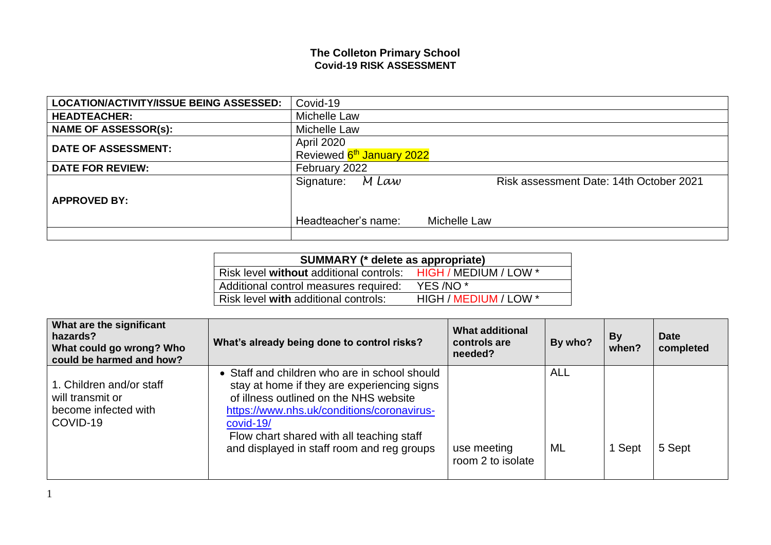# The Colleton Primary School

## Covid-19 RISK ASSESSMENT

| | |
|---|---|
| **LOCATION/ACTIVITY/ISSUE BEING ASSESSED:** | Covid-19 |
| **HEADTEACHER:** | Michelle Law |
| **NAME OF ASSESSOR(s):** | Michelle Law |
| **DATE OF ASSESSMENT:** | April 2020<br>Reviewed 6th January 2022 |
| **DATE FOR REVIEW:** | February 2022 |
| **APPROVED BY:** | Signature: M Law Risk assessment Date: 14th October 2021<br><br>Headteacher's name: Michelle Law |
| | |

| SUMMARY (* delete as appropriate) | |
|---|---|
| Risk level **without** additional controls: | HIGH / MEDIUM / LOW * |
| Additional control measures required: | YES /NO * |
| Risk level **with** additional controls: | HIGH / MEDIUM / LOW * |

| What are the significant hazards? What could go wrong? Who could be harmed and how? | What's already being done to control risks? | What additional controls are needed? | By who? | By when? | Date completed |
|---|---|---|---|---|---|
| 1. Children and/or staff will transmit or become infected with COVID-19 | • Staff and children who are in school should stay at home if they are experiencing signs of illness outlined on the NHS website https://www.nhs.uk/conditions/coronavirus-covid-19/<br>Flow chart shared with all teaching staff and displayed in staff room and reg groups | use meeting room 2 to isolate | ALL<br>ML | 1 Sept | 5 Sept |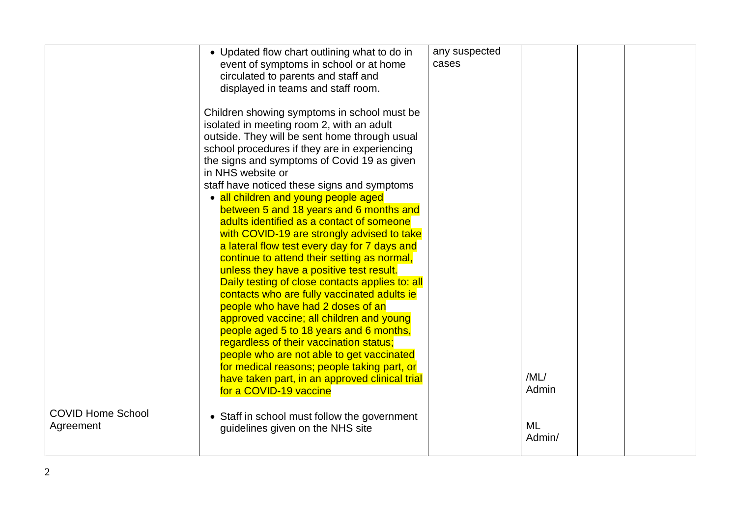| | | | | | |
|---|---|---|---|---|---|
| | • Updated flow chart outlining what to do in event of symptoms in school or at home circulated to parents and staff and displayed in teams and staff room.<br><br>Children showing symptoms in school must be isolated in meeting room 2, with an adult outside. They will be sent home through usual school procedures if they are in experiencing the signs and symptoms of Covid 19 as given in NHS website or<br>staff have noticed these signs and symptoms<br>• all children and young people aged between 5 and 18 years and 6 months and adults identified as a contact of someone with COVID-19 are strongly advised to take a lateral flow test every day for 7 days and continue to attend their setting as normal, unless they have a positive test result. Daily testing of close contacts applies to: all contacts who are fully vaccinated adults ie people who have had 2 doses of an approved vaccine; all children and young people aged 5 to 18 years and 6 months, regardless of their vaccination status; people who are not able to get vaccinated for medical reasons; people taking part, or have taken part, in an approved clinical trial for a COVID-19 vaccine | any suspected cases | /ML/ Admin | | |
| COVID Home School Agreement | • Staff in school must follow the government guidelines given on the NHS site | | ML Admin/ | | |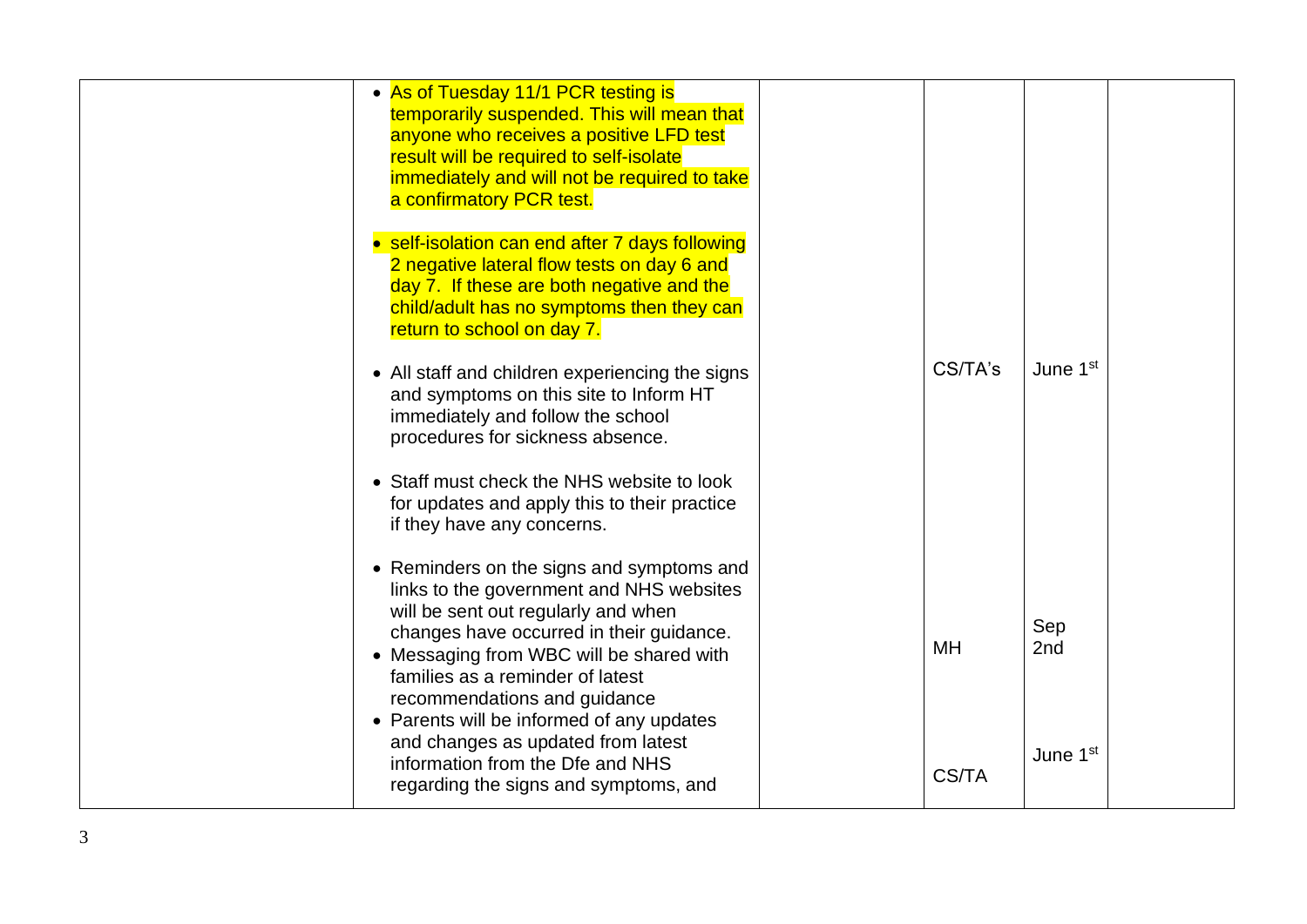| | | | | | |
|---|---|---|---|---|---|
| | • As of Tuesday 11/1 PCR testing is temporarily suspended. This will mean that anyone who receives a positive LFD test result will be required to self-isolate immediately and will not be required to take a confirmatory PCR test.<br><br>• self-isolation can end after 7 days following 2 negative lateral flow tests on day 6 and day 7. If these are both negative and the child/adult has no symptoms then they can return to school on day 7.<br><br>• All staff and children experiencing the signs and symptoms on this site to Inform HT immediately and follow the school procedures for sickness absence.<br><br>• Staff must check the NHS website to look for updates and apply this to their practice if they have any concerns.<br><br>• Reminders on the signs and symptoms and links to the government and NHS websites will be sent out regularly and when changes have occurred in their guidance.<br>• Messaging from WBC will be shared with families as a reminder of latest recommendations and guidance<br>• Parents will be informed of any updates and changes as updated from latest information from the Dfe and NHS regarding the signs and symptoms, and | | CS/TA's<br><br>MH<br><br>CS/TA | June 1st<br><br>Sep 2nd<br><br>June 1st | |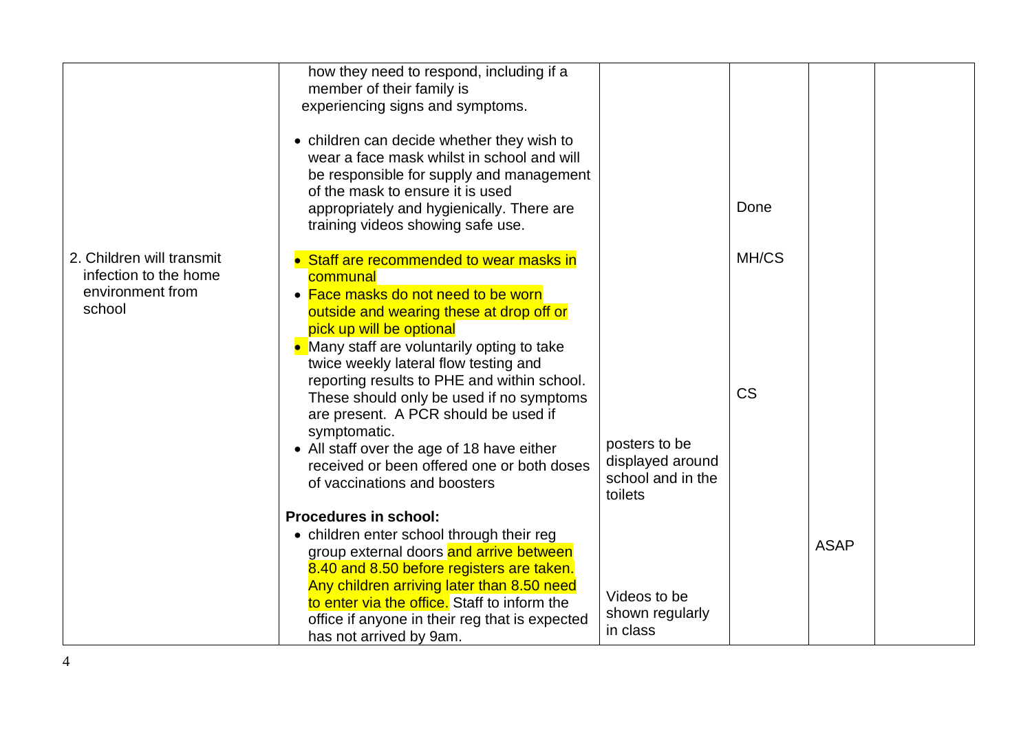| | | | | | |
|---|---|---|---|---|---|
| 2. Children will transmit infection to the home environment from school | how they need to respond, including if a member of their family is experiencing signs and symptoms.<br><br>• children can decide whether they wish to wear a face mask whilst in school and will be responsible for supply and management of the mask to ensure it is used appropriately and hygienically. There are training videos showing safe use.<br><br>• Staff are recommended to wear masks in communal<br>• Face masks do not need to be worn outside and wearing these at drop off or pick up will be optional<br>• Many staff are voluntarily opting to take twice weekly lateral flow testing and reporting results to PHE and within school. These should only be used if no symptoms are present. A PCR should be used if symptomatic.<br>• All staff over the age of 18 have either received or been offered one or both doses of vaccinations and boosters<br><br>**Procedures in school:**<br>• children enter school through their reg group external doors and arrive between 8.40 and 8.50 before registers are taken. Any children arriving later than 8.50 need to enter via the office. Staff to inform the office if anyone in their reg that is expected has not arrived by 9am. | posters to be displayed around school and in the toilets<br><br>Videos to be shown regularly in class | Done<br><br>MH/CS<br><br>CS | ASAP | |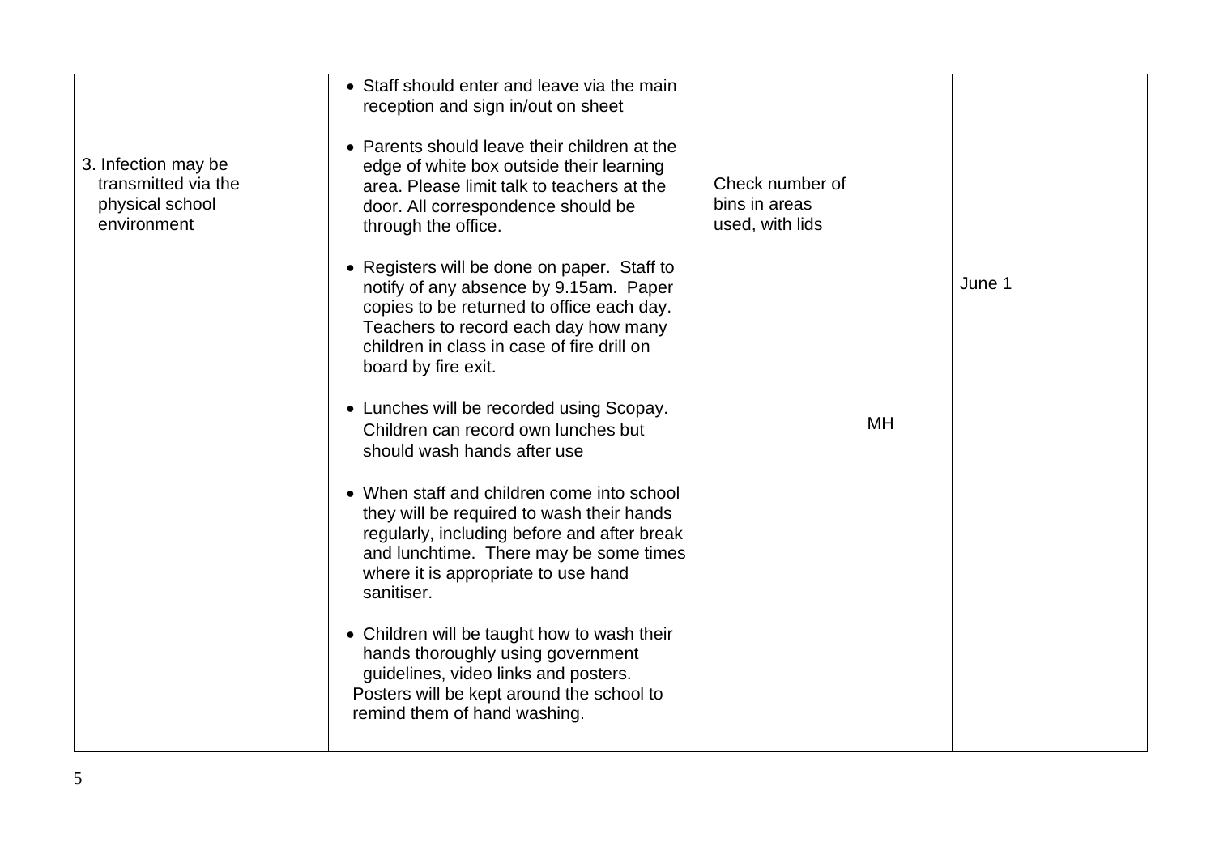| | | | | | |
|---|---|---|---|---|---|
| 3. Infection may be transmitted via the physical school environment | • Staff should enter and leave via the main reception and sign in/out on sheet<br><br>• Parents should leave their children at the edge of white box outside their learning area. Please limit talk to teachers at the door. All correspondence should be through the office.<br><br>• Registers will be done on paper. Staff to notify of any absence by 9.15am. Paper copies to be returned to office each day. Teachers to record each day how many children in class in case of fire drill on board by fire exit.<br><br>• Lunches will be recorded using Scopay. Children can record own lunches but should wash hands after use<br><br>• When staff and children come into school they will be required to wash their hands regularly, including before and after break and lunchtime. There may be some times where it is appropriate to use hand sanitiser.<br><br>• Children will be taught how to wash their hands thoroughly using government guidelines, video links and posters. Posters will be kept around the school to remind them of hand washing. | Check number of bins in areas used, with lids | MH | June 1 | |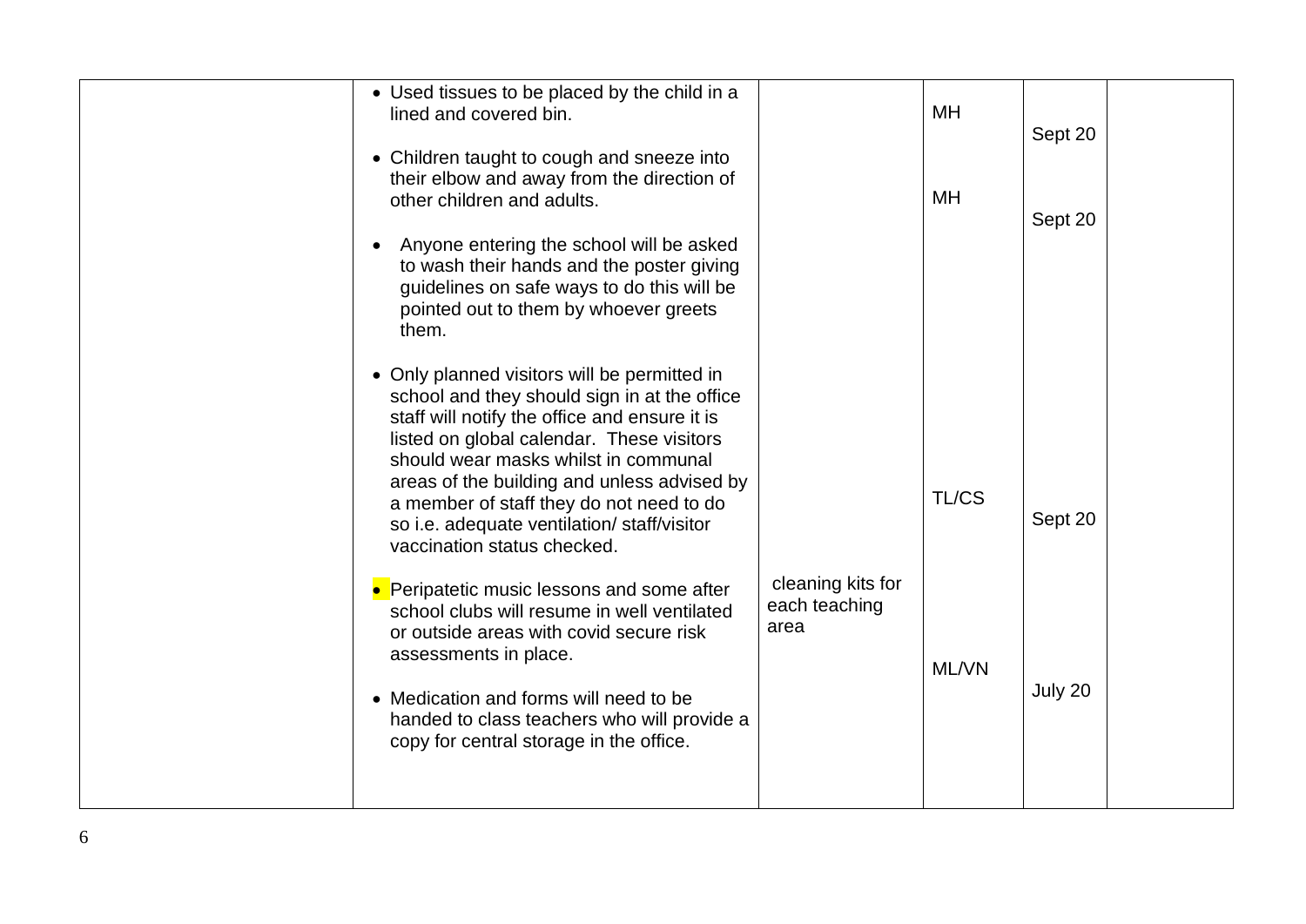| | | | | | |
|---|---|---|---|---|---|
| | • Used tissues to be placed by the child in a lined and covered bin.<br><br>• Children taught to cough and sneeze into their elbow and away from the direction of other children and adults.<br><br>• Anyone entering the school will be asked to wash their hands and the poster giving guidelines on safe ways to do this will be pointed out to them by whoever greets them.<br><br>• Only planned visitors will be permitted in school and they should sign in at the office staff will notify the office and ensure it is listed on global calendar. These visitors should wear masks whilst in communal areas of the building and unless advised by a member of staff they do not need to do so i.e. adequate ventilation/ staff/visitor vaccination status checked.<br><br>• Peripatetic music lessons and some after school clubs will resume in well ventilated or outside areas with covid secure risk assessments in place.<br><br>• Medication and forms will need to be handed to class teachers who will provide a copy for central storage in the office. | cleaning kits for each teaching area | MH<br><br>MH<br><br>TL/CS<br><br>ML/VN | Sept 20<br><br>Sept 20<br><br>Sept 20<br><br>July 20 | |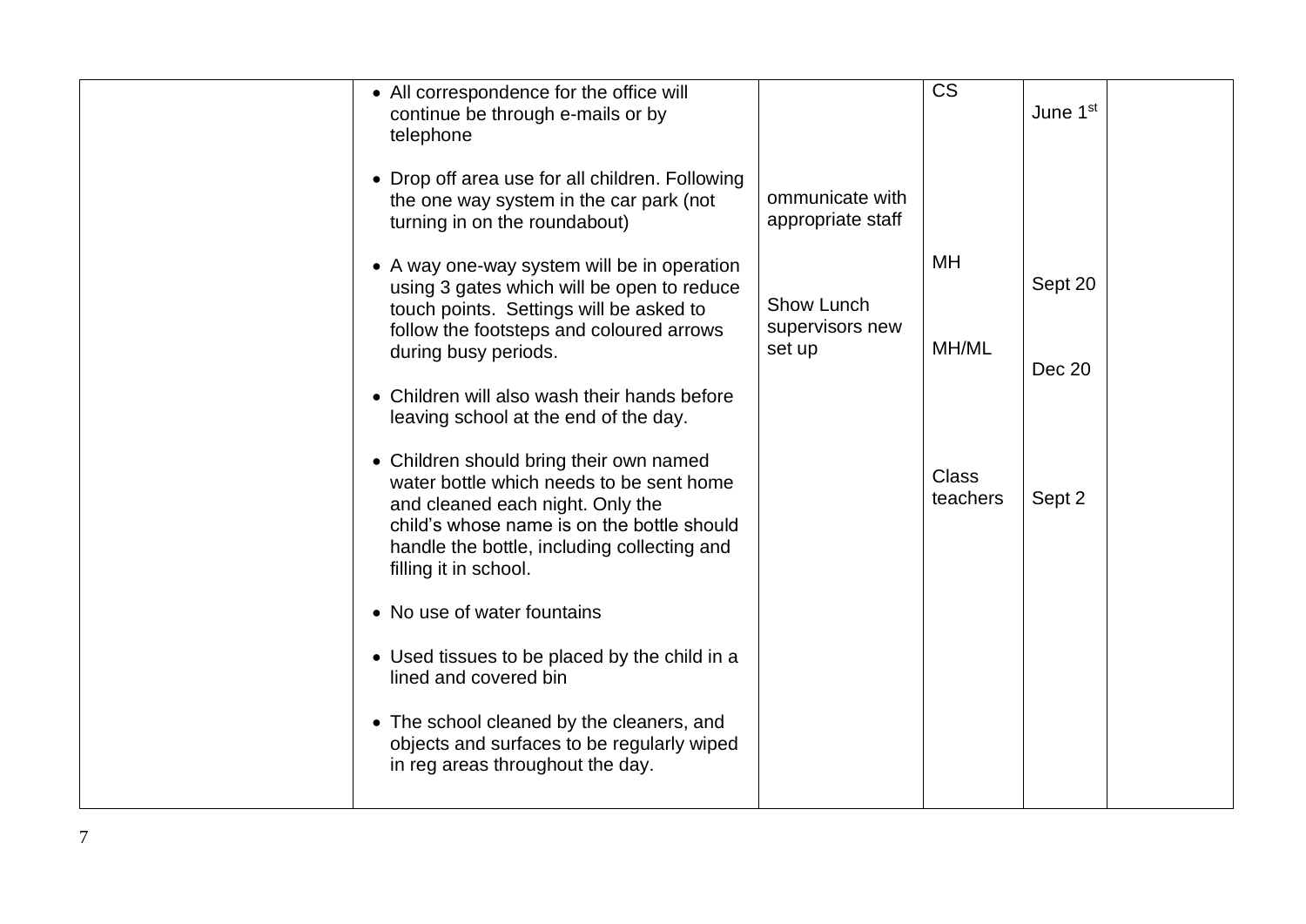| | | | | | |
|---|---|---|---|---|---|
| | • All correspondence for the office will continue be through e-mails or by telephone<br><br>• Drop off area use for all children. Following the one way system in the car park (not turning in on the roundabout)<br><br>• A way one-way system will be in operation using 3 gates which will be open to reduce touch points. Settings will be asked to follow the footsteps and coloured arrows during busy periods.<br><br>• Children will also wash their hands before leaving school at the end of the day.<br><br>• Children should bring their own named water bottle which needs to be sent home and cleaned each night. Only the child's whose name is on the bottle should handle the bottle, including collecting and filling it in school.<br><br>• No use of water fountains<br><br>• Used tissues to be placed by the child in a lined and covered bin<br><br>• The school cleaned by the cleaners, and objects and surfaces to be regularly wiped in reg areas throughout the day. | ommunicate with appropriate staff<br><br>Show Lunch supervisors new set up | CS<br><br>MH<br><br>MH/ML<br><br>Class teachers | June 1st<br><br>Sept 20<br><br>Dec 20<br><br>Sept 2 | |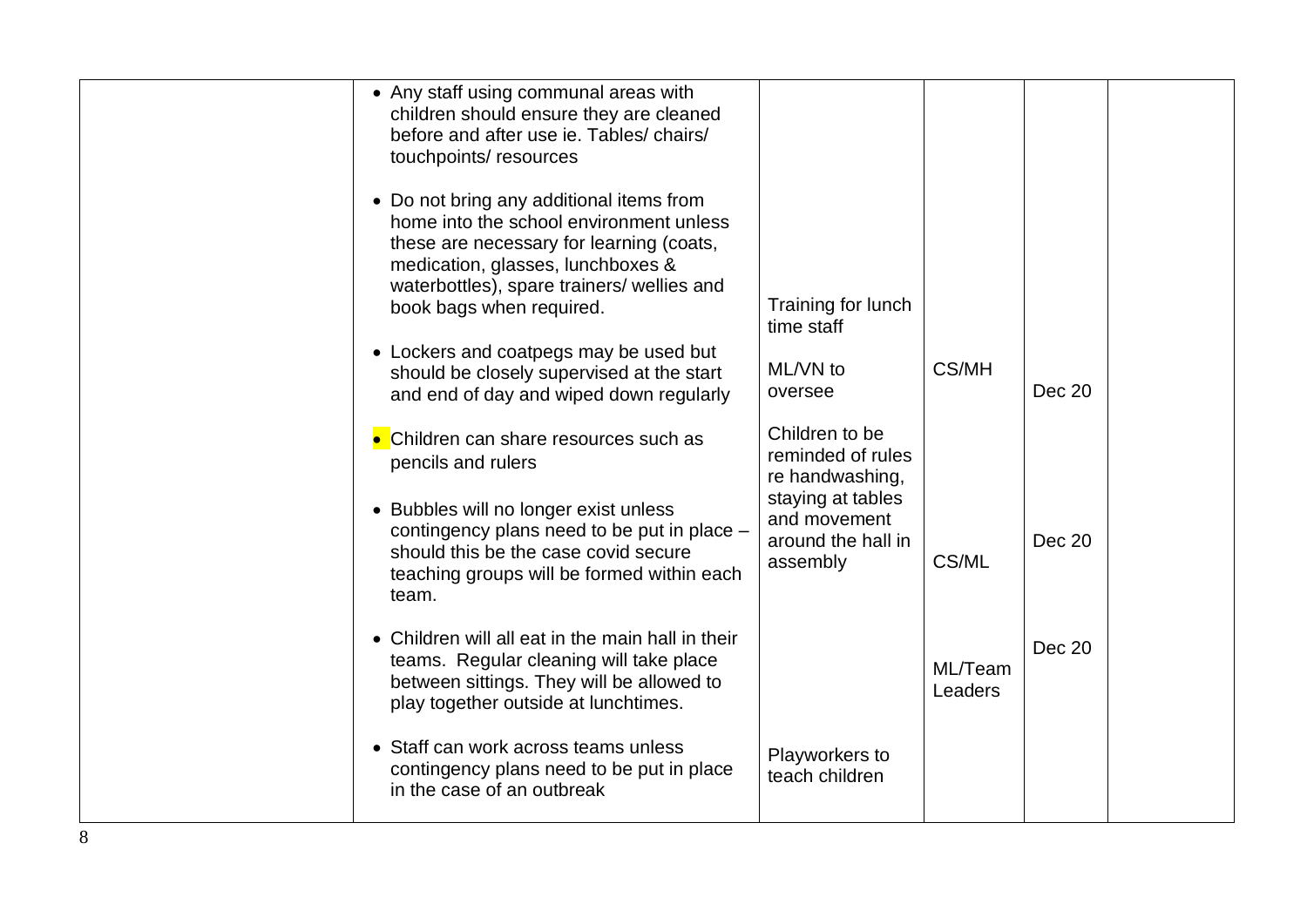| | | | | | |
|---|---|---|---|---|---|
| | • Any staff using communal areas with children should ensure they are cleaned before and after use ie. Tables/ chairs/ touchpoints/ resources<br><br>• Do not bring any additional items from home into the school environment unless these are necessary for learning (coats, medication, glasses, lunchboxes & waterbottles), spare trainers/ wellies and book bags when required.<br><br>• Lockers and coatpegs may be used but should be closely supervised at the start and end of day and wiped down regularly<br><br>• Children can share resources such as pencils and rulers<br><br>• Bubbles will no longer exist unless contingency plans need to be put in place – should this be the case covid secure teaching groups will be formed within each team.<br><br>• Children will all eat in the main hall in their teams. Regular cleaning will take place between sittings. They will be allowed to play together outside at lunchtimes.<br><br>• Staff can work across teams unless contingency plans need to be put in place in the case of an outbreak | Training for lunch time staff<br><br>ML/VN to oversee<br><br>Children to be reminded of rules re handwashing, staying at tables and movement around the hall in assembly<br><br>Playworkers to teach children | CS/MH<br><br>CS/ML<br><br>ML/Team Leaders | Dec 20<br><br>Dec 20<br><br>Dec 20 | |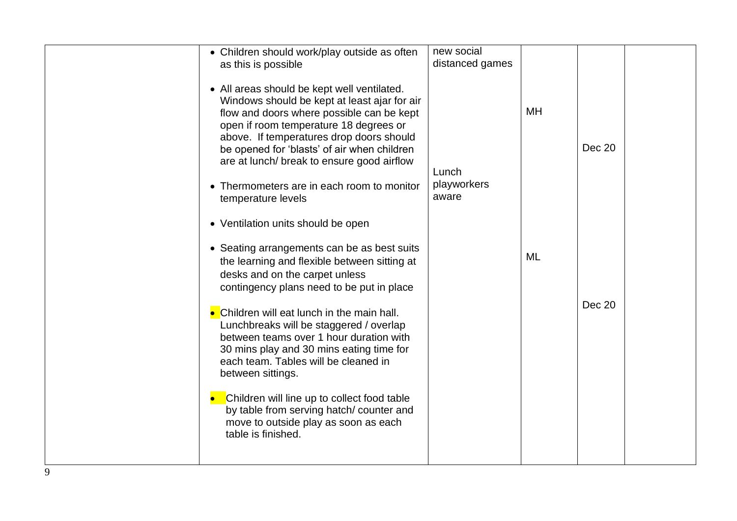| | | | | | |
|---|---|---|---|---|---|
| | • Children should work/play outside as often as this is possible<br><br>• All areas should be kept well ventilated. Windows should be kept at least ajar for air flow and doors where possible can be kept open if room temperature 18 degrees or above. If temperatures drop doors should be opened for 'blasts' of air when children are at lunch/ break to ensure good airflow<br><br>• Thermometers are in each room to monitor temperature levels<br><br>• Ventilation units should be open<br><br>• Seating arrangements can be as best suits the learning and flexible between sitting at desks and on the carpet unless contingency plans need to be put in place<br><br>• Children will eat lunch in the main hall. Lunchbreaks will be staggered / overlap between teams over 1 hour duration with 30 mins play and 30 mins eating time for each team. Tables will be cleaned in between sittings.<br><br>• Children will line up to collect food table by table from serving hatch/ counter and move to outside play as soon as each table is finished. | new social distanced games<br><br>Lunch playworkers aware | MH<br><br>ML | Dec 20<br><br>Dec 20 | |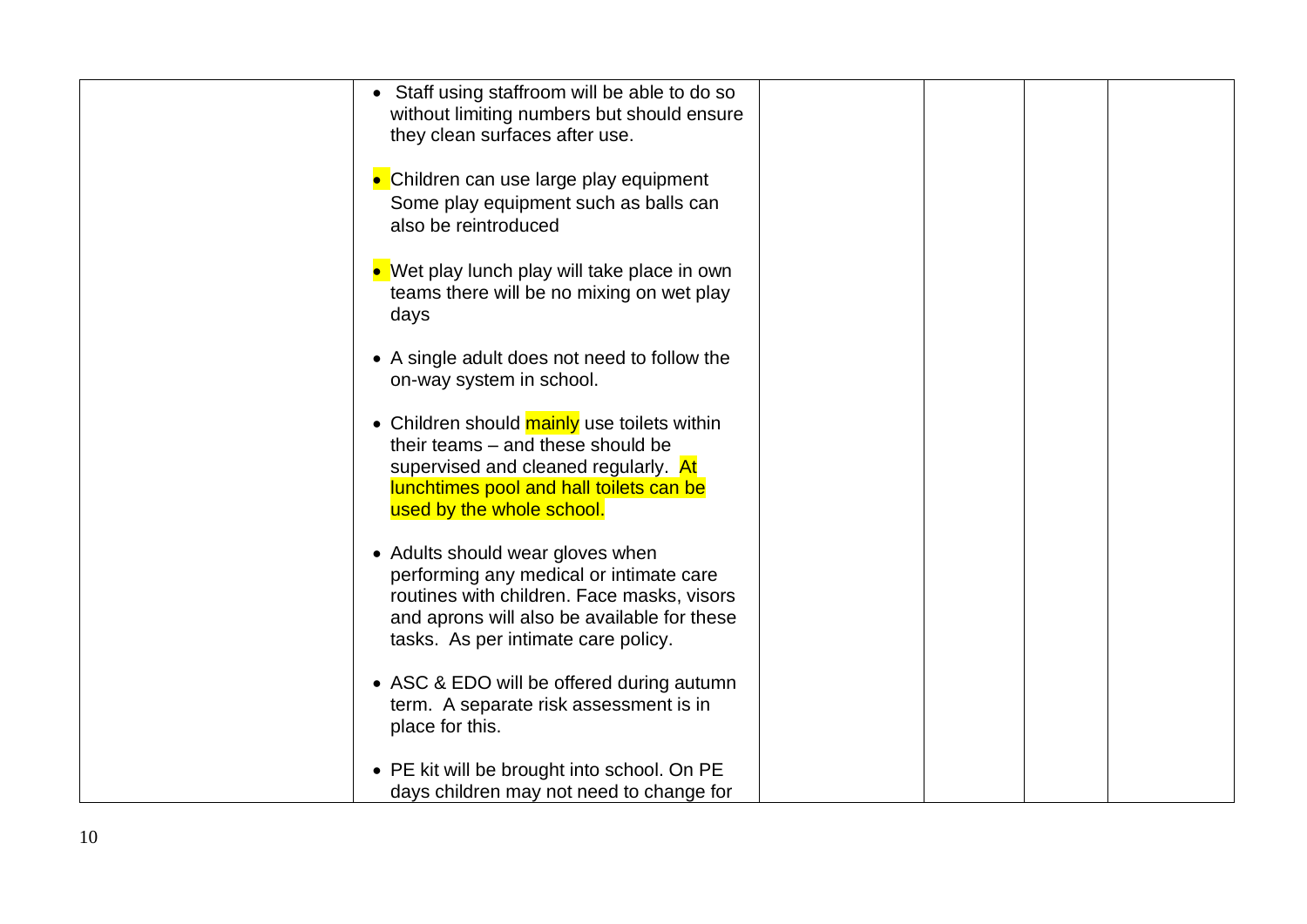| | | | | | |
|---|---|---|---|---|---|
| | • Staff using staffroom will be able to do so without limiting numbers but should ensure they clean surfaces after use.<br><br>• Children can use large play equipment Some play equipment such as balls can also be reintroduced<br><br>• Wet play lunch play will take place in own teams there will be no mixing on wet play days<br><br>• A single adult does not need to follow the on-way system in school.<br><br>• Children should mainly use toilets within their teams – and these should be supervised and cleaned regularly. At lunchtimes pool and hall toilets can be used by the whole school.<br><br>• Adults should wear gloves when performing any medical or intimate care routines with children. Face masks, visors and aprons will also be available for these tasks. As per intimate care policy.<br><br>• ASC & EDO will be offered during autumn term. A separate risk assessment is in place for this.<br><br>• PE kit will be brought into school. On PE days children may not need to change for | | | | |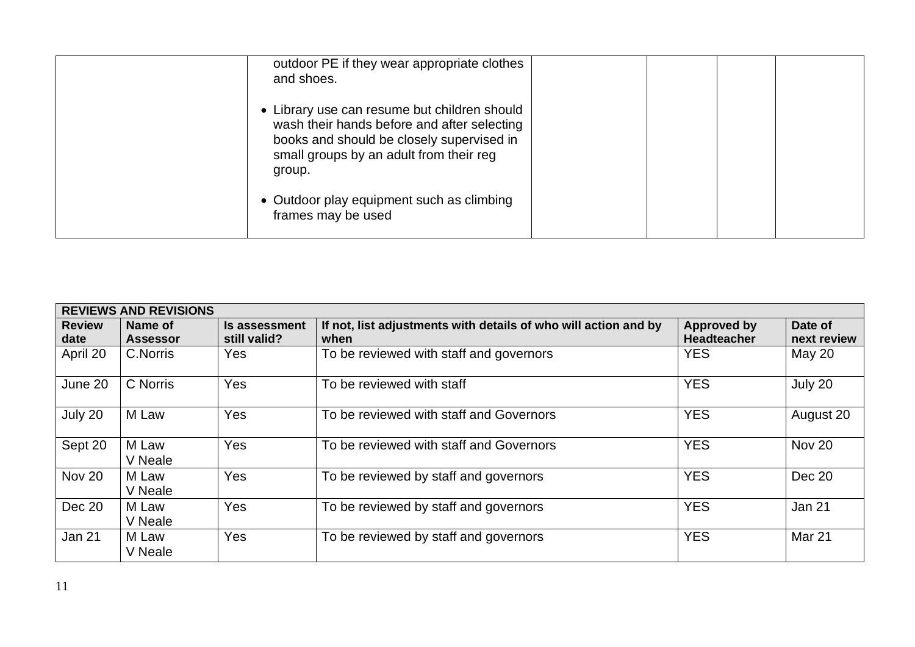| | | | | | |
|---|---|---|---|---|---|
| | outdoor PE if they wear appropriate clothes and shoes.<br><br>• Library use can resume but children should wash their hands before and after selecting books and should be closely supervised in small groups by an adult from their reg group.<br><br>• Outdoor play equipment such as climbing frames may be used | | | | |

| REVIEWS AND REVISIONS | | | | | |
|---|---|---|---|---|---|
| **Review date** | **Name of Assessor** | **Is assessment still valid?** | **If not, list adjustments with details of who will action and by when** | **Approved by Headteacher** | **Date of next review** |
| April 20 | C.Norris | Yes | To be reviewed with staff and governors | YES | May 20 |
| June 20 | C Norris | Yes | To be reviewed with staff | YES | July 20 |
| July 20 | M Law | Yes | To be reviewed with staff and Governors | YES | August 20 |
| Sept 20 | M Law<br>V Neale | Yes | To be reviewed with staff and Governors | YES | Nov 20 |
| Nov 20 | M Law<br>V Neale | Yes | To be reviewed by staff and governors | YES | Dec 20 |
| Dec 20 | M Law<br>V Neale | Yes | To be reviewed by staff and governors | YES | Jan 21 |
| Jan 21 | M Law<br>V Neale | Yes | To be reviewed by staff and governors | YES | Mar 21 |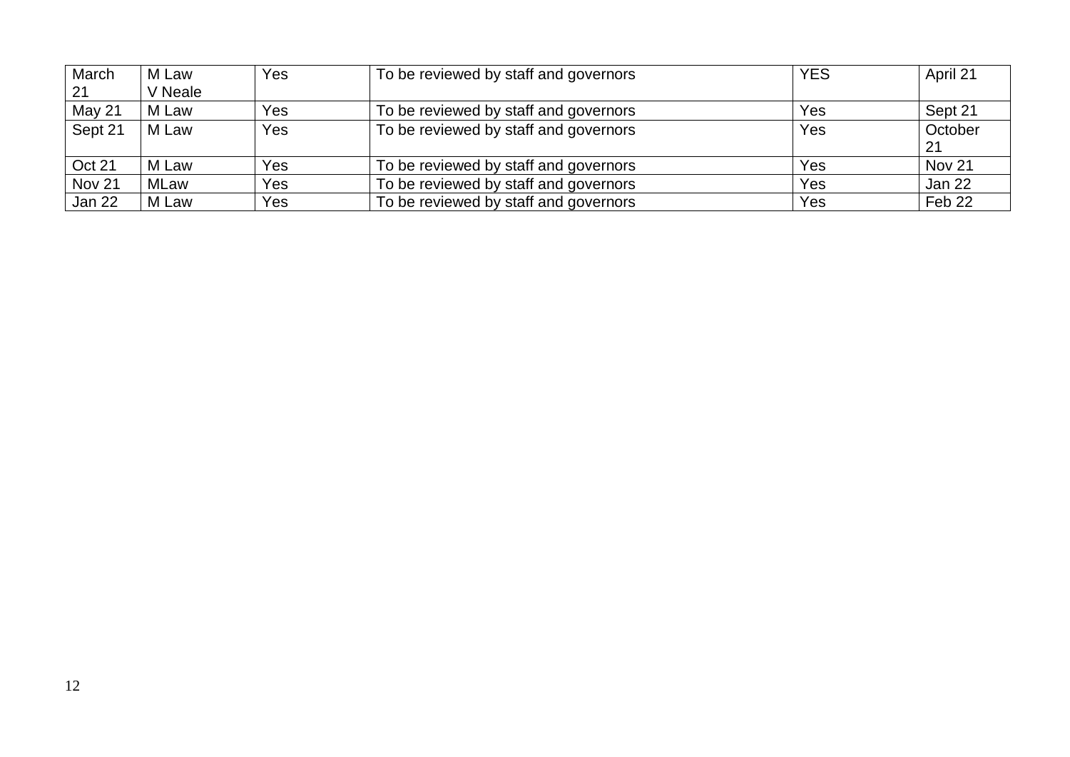| | | | | | |
|---|---|---|---|---|---|
| March 21 | M Law V Neale | Yes | To be reviewed by staff and governors | YES | April 21 |
| May 21 | M Law | Yes | To be reviewed by staff and governors | Yes | Sept 21 |
| Sept 21 | M Law | Yes | To be reviewed by staff and governors | Yes | October 21 |
| Oct 21 | M Law | Yes | To be reviewed by staff and governors | Yes | Nov 21 |
| Nov 21 | MLaw | Yes | To be reviewed by staff and governors | Yes | Jan 22 |
| Jan 22 | M Law | Yes | To be reviewed by staff and governors | Yes | Feb 22 |